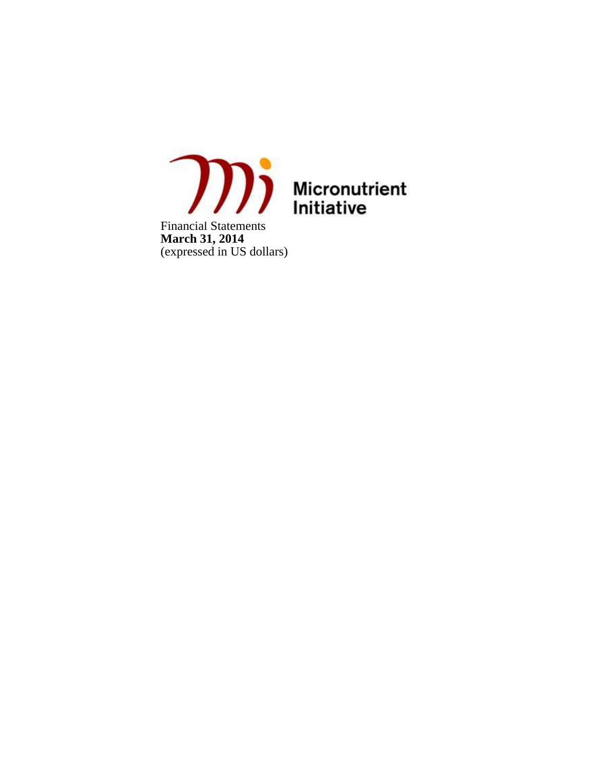Micronutrient Initiative

Financial Statements
**March 31, 2014**
(expressed in US dollars)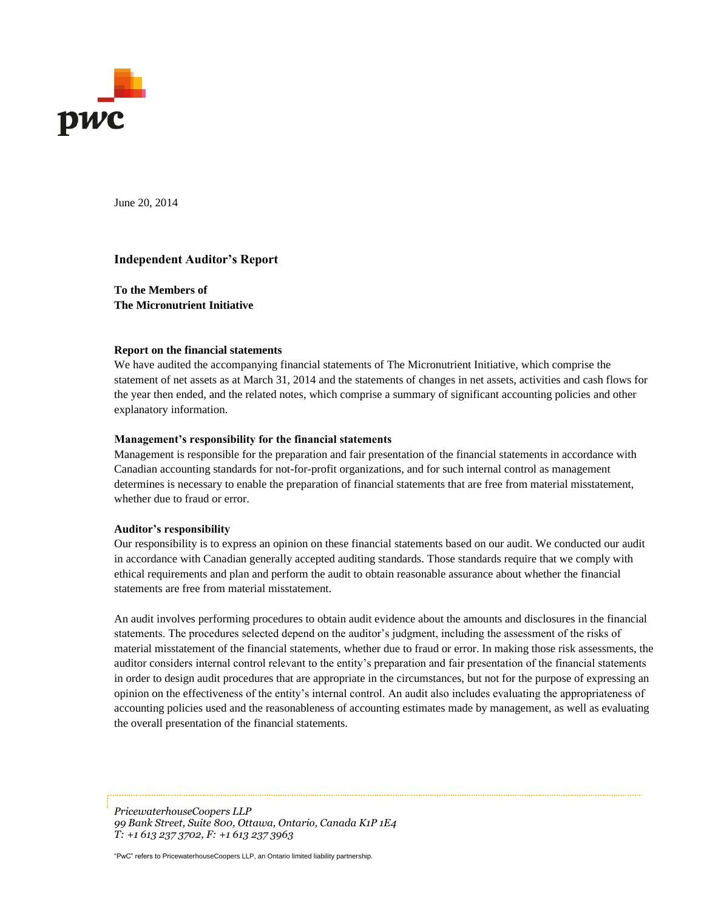June 20, 2014

## Independent Auditor's Report

**To the Members of**
**The Micronutrient Initiative**

**Report on the financial statements**

We have audited the accompanying financial statements of The Micronutrient Initiative, which comprise the statement of net assets as at March 31, 2014 and the statements of changes in net assets, activities and cash flows for the year then ended, and the related notes, which comprise a summary of significant accounting policies and other explanatory information.

**Management's responsibility for the financial statements**

Management is responsible for the preparation and fair presentation of the financial statements in accordance with Canadian accounting standards for not-for-profit organizations, and for such internal control as management determines is necessary to enable the preparation of financial statements that are free from material misstatement, whether due to fraud or error.

**Auditor's responsibility**

Our responsibility is to express an opinion on these financial statements based on our audit. We conducted our audit in accordance with Canadian generally accepted auditing standards. Those standards require that we comply with ethical requirements and plan and perform the audit to obtain reasonable assurance about whether the financial statements are free from material misstatement.

An audit involves performing procedures to obtain audit evidence about the amounts and disclosures in the financial statements. The procedures selected depend on the auditor's judgment, including the assessment of the risks of material misstatement of the financial statements, whether due to fraud or error. In making those risk assessments, the auditor considers internal control relevant to the entity's preparation and fair presentation of the financial statements in order to design audit procedures that are appropriate in the circumstances, but not for the purpose of expressing an opinion on the effectiveness of the entity's internal control. An audit also includes evaluating the appropriateness of accounting policies used and the reasonableness of accounting estimates made by management, as well as evaluating the overall presentation of the financial statements.

*PricewaterhouseCoopers LLP*
*99 Bank Street, Suite 800, Ottawa, Ontario, Canada K1P 1E4*
*T: +1 613 237 3702, F: +1 613 237 3963*

"PwC" refers to PricewaterhouseCoopers LLP, an Ontario limited liability partnership.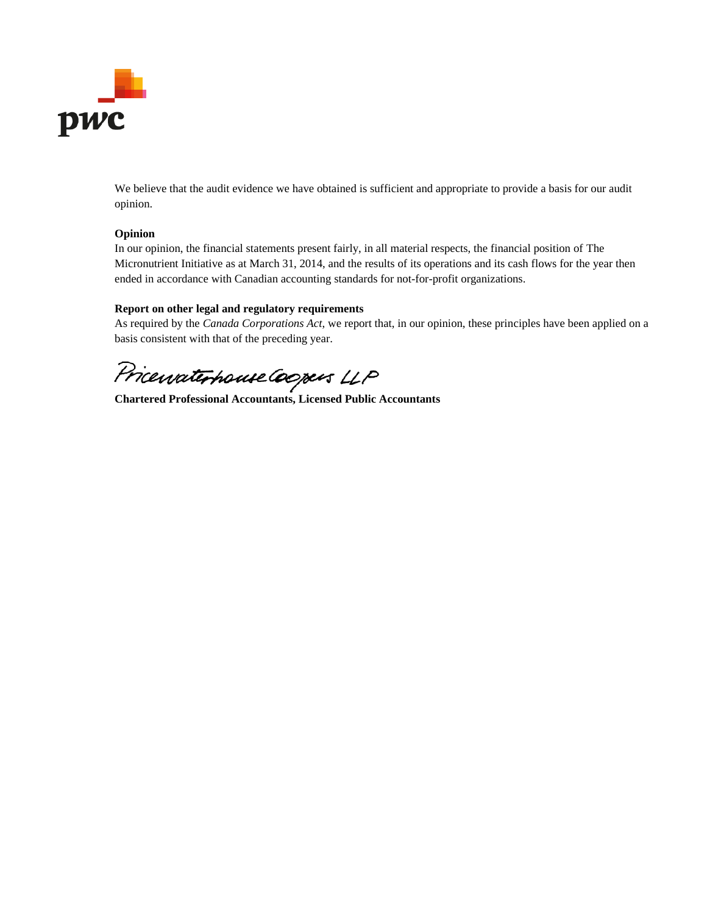We believe that the audit evidence we have obtained is sufficient and appropriate to provide a basis for our audit opinion.

**Opinion**

In our opinion, the financial statements present fairly, in all material respects, the financial position of The Micronutrient Initiative as at March 31, 2014, and the results of its operations and its cash flows for the year then ended in accordance with Canadian accounting standards for not-for-profit organizations.

**Report on other legal and regulatory requirements**

As required by the *Canada Corporations Act*, we report that, in our opinion, these principles have been applied on a basis consistent with that of the preceding year.

PricewaterhouseCoopers LLP

**Chartered Professional Accountants, Licensed Public Accountants**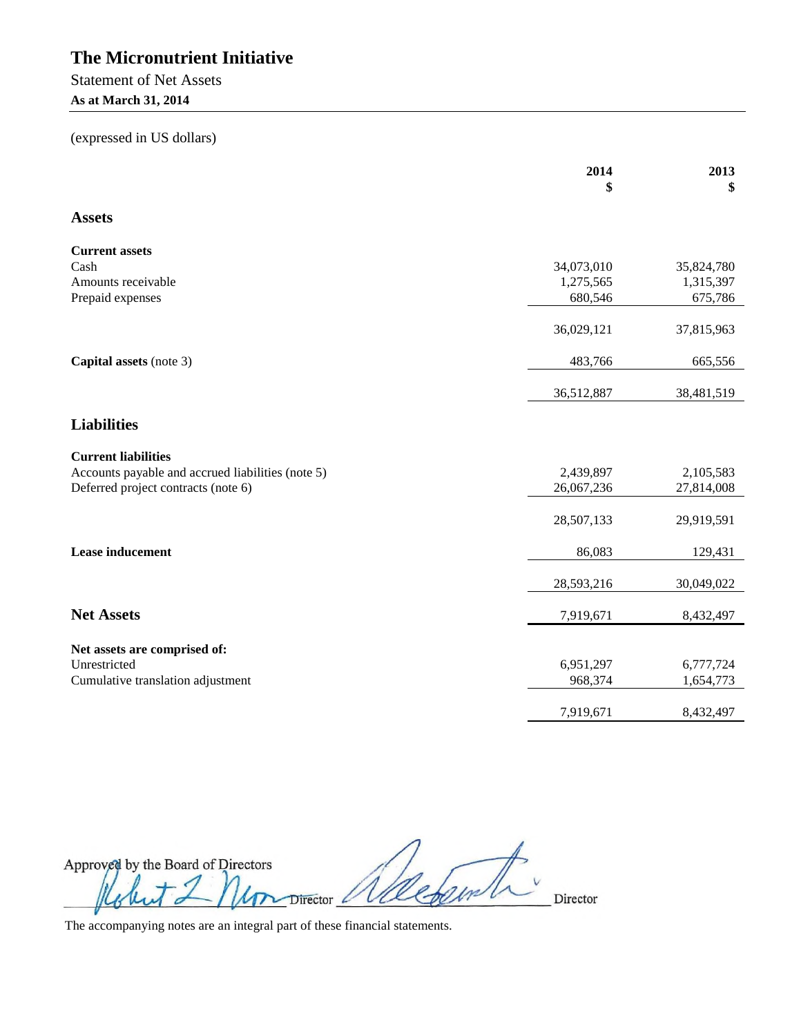# The Micronutrient Initiative

Statement of Net Assets

**As at March 31, 2014**

(expressed in US dollars)

| | 2014<br>$ | 2013<br>$ |
|---|---|---|
| **Assets** | | |
| **Current assets** | | |
| Cash | 34,073,010 | 35,824,780 |
| Amounts receivable | 1,275,565 | 1,315,397 |
| Prepaid expenses | 680,546 | 675,786 |
| | 36,029,121 | 37,815,963 |
| **Capital assets** (note 3) | 483,766 | 665,556 |
| | 36,512,887 | 38,481,519 |
| **Liabilities** | | |
| **Current liabilities** | | |
| Accounts payable and accrued liabilities (note 5) | 2,439,897 | 2,105,583 |
| Deferred project contracts (note 6) | 26,067,236 | 27,814,008 |
| | 28,507,133 | 29,919,591 |
| **Lease inducement** | 86,083 | 129,431 |
| | 28,593,216 | 30,049,022 |
| **Net Assets** | 7,919,671 | 8,432,497 |
| **Net assets are comprised of:** | | |
| Unrestricted | 6,951,297 | 6,777,724 |
| Cumulative translation adjustment | 968,374 | 1,654,773 |
| | 7,919,671 | 8,432,497 |

Approved by the Board of Directors

_________________ Director _________________ Director

The accompanying notes are an integral part of these financial statements.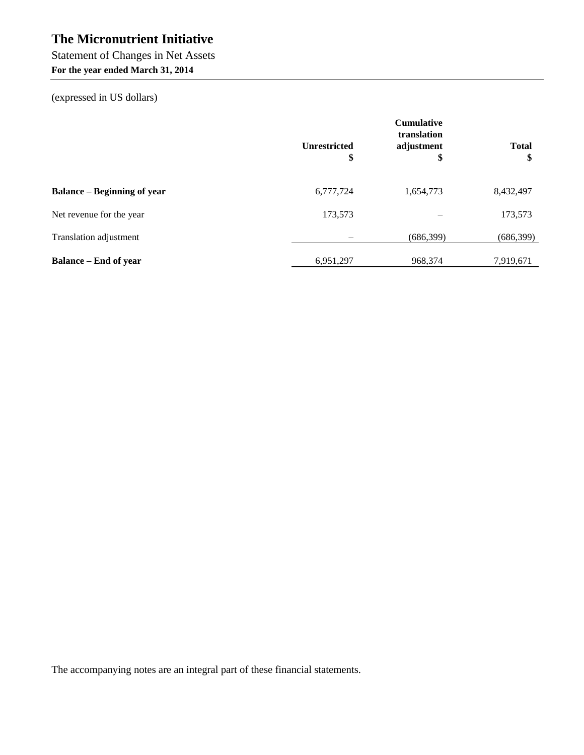# The Micronutrient Initiative

Statement of Changes in Net Assets

**For the year ended March 31, 2014**

(expressed in US dollars)

| | Unrestricted $ | Cumulative translation adjustment $ | Total $ |
|---|---|---|---|
| **Balance – Beginning of year** | 6,777,724 | 1,654,773 | 8,432,497 |
| Net revenue for the year | 173,573 | – | 173,573 |
| Translation adjustment | – | (686,399) | (686,399) |
| **Balance – End of year** | 6,951,297 | 968,374 | 7,919,671 |

The accompanying notes are an integral part of these financial statements.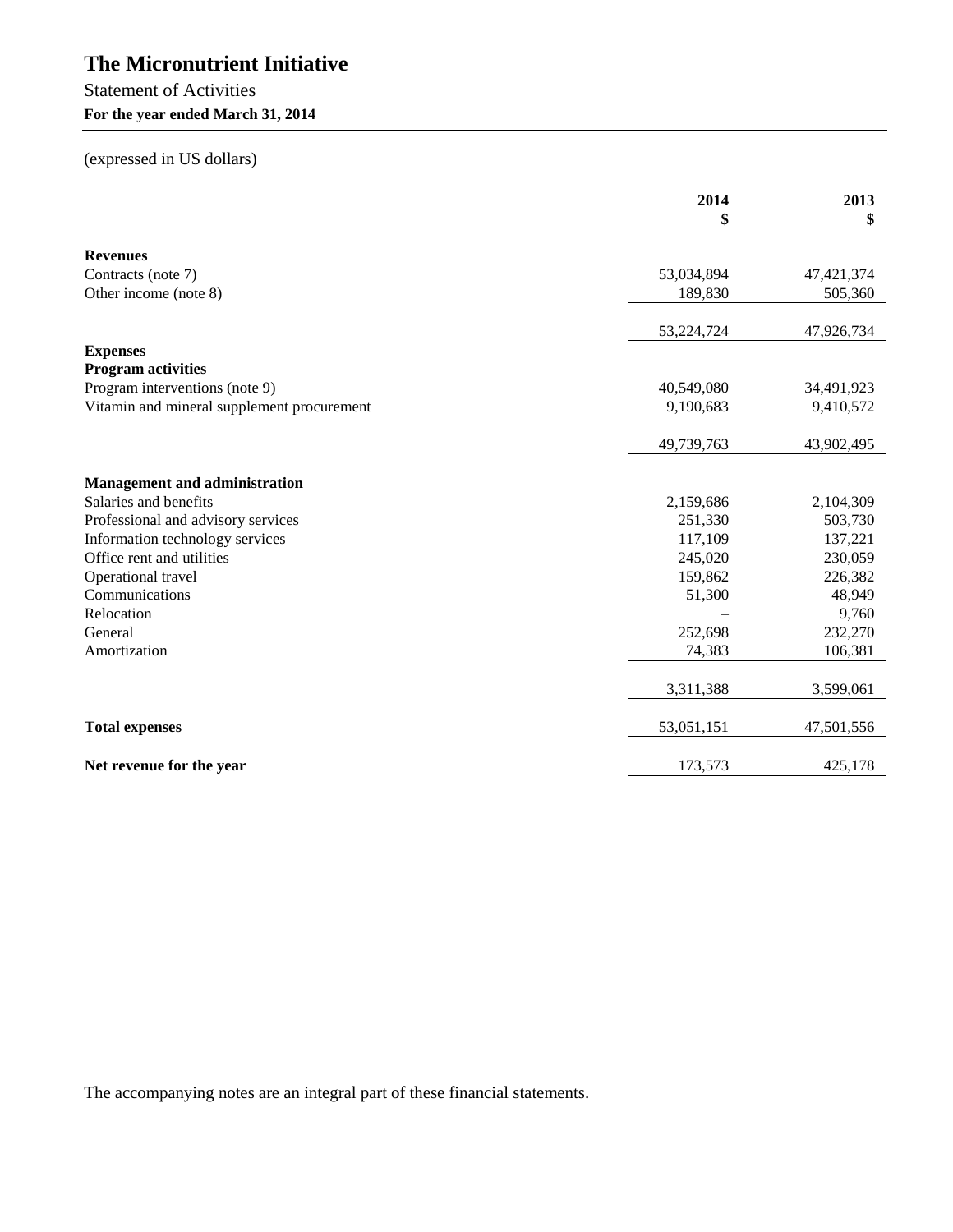# The Micronutrient Initiative

Statement of Activities

**For the year ended March 31, 2014**

(expressed in US dollars)

| | 2014<br>$ | 2013<br>$ |
|---|---|---|
| **Revenues** | | |
| Contracts (note 7) | 53,034,894 | 47,421,374 |
| Other income (note 8) | 189,830 | 505,360 |
| | 53,224,724 | 47,926,734 |
| **Expenses** | | |
| **Program activities** | | |
| Program interventions (note 9) | 40,549,080 | 34,491,923 |
| Vitamin and mineral supplement procurement | 9,190,683 | 9,410,572 |
| | 49,739,763 | 43,902,495 |
| **Management and administration** | | |
| Salaries and benefits | 2,159,686 | 2,104,309 |
| Professional and advisory services | 251,330 | 503,730 |
| Information technology services | 117,109 | 137,221 |
| Office rent and utilities | 245,020 | 230,059 |
| Operational travel | 159,862 | 226,382 |
| Communications | 51,300 | 48,949 |
| Relocation | – | 9,760 |
| General | 252,698 | 232,270 |
| Amortization | 74,383 | 106,381 |
| | 3,311,388 | 3,599,061 |
| **Total expenses** | 53,051,151 | 47,501,556 |
| **Net revenue for the year** | 173,573 | 425,178 |

The accompanying notes are an integral part of these financial statements.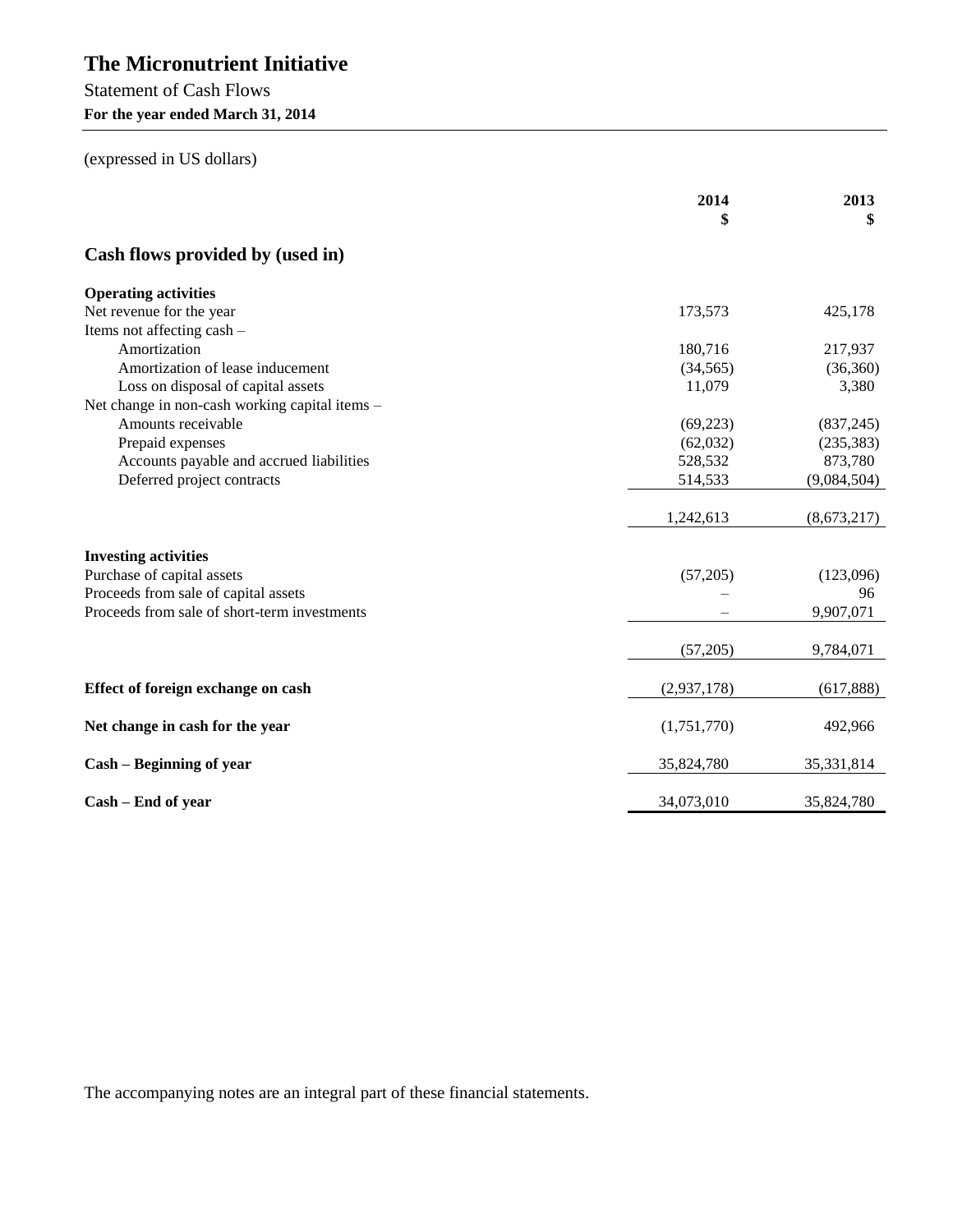# The Micronutrient Initiative

Statement of Cash Flows

**For the year ended March 31, 2014**

(expressed in US dollars)

| | 2014 $ | 2013 $ |
|---|---|---|
| **Cash flows provided by (used in)** | | |
| **Operating activities** | | |
| Net revenue for the year | 173,573 | 425,178 |
| Items not affecting cash – | | |
| Amortization | 180,716 | 217,937 |
| Amortization of lease inducement | (34,565) | (36,360) |
| Loss on disposal of capital assets | 11,079 | 3,380 |
| Net change in non-cash working capital items – | | |
| Amounts receivable | (69,223) | (837,245) |
| Prepaid expenses | (62,032) | (235,383) |
| Accounts payable and accrued liabilities | 528,532 | 873,780 |
| Deferred project contracts | 514,533 | (9,084,504) |
| | 1,242,613 | (8,673,217) |
| **Investing activities** | | |
| Purchase of capital assets | (57,205) | (123,096) |
| Proceeds from sale of capital assets | – | 96 |
| Proceeds from sale of short-term investments | – | 9,907,071 |
| | (57,205) | 9,784,071 |
| **Effect of foreign exchange on cash** | (2,937,178) | (617,888) |
| **Net change in cash for the year** | (1,751,770) | 492,966 |
| **Cash – Beginning of year** | 35,824,780 | 35,331,814 |
| **Cash – End of year** | 34,073,010 | 35,824,780 |

The accompanying notes are an integral part of these financial statements.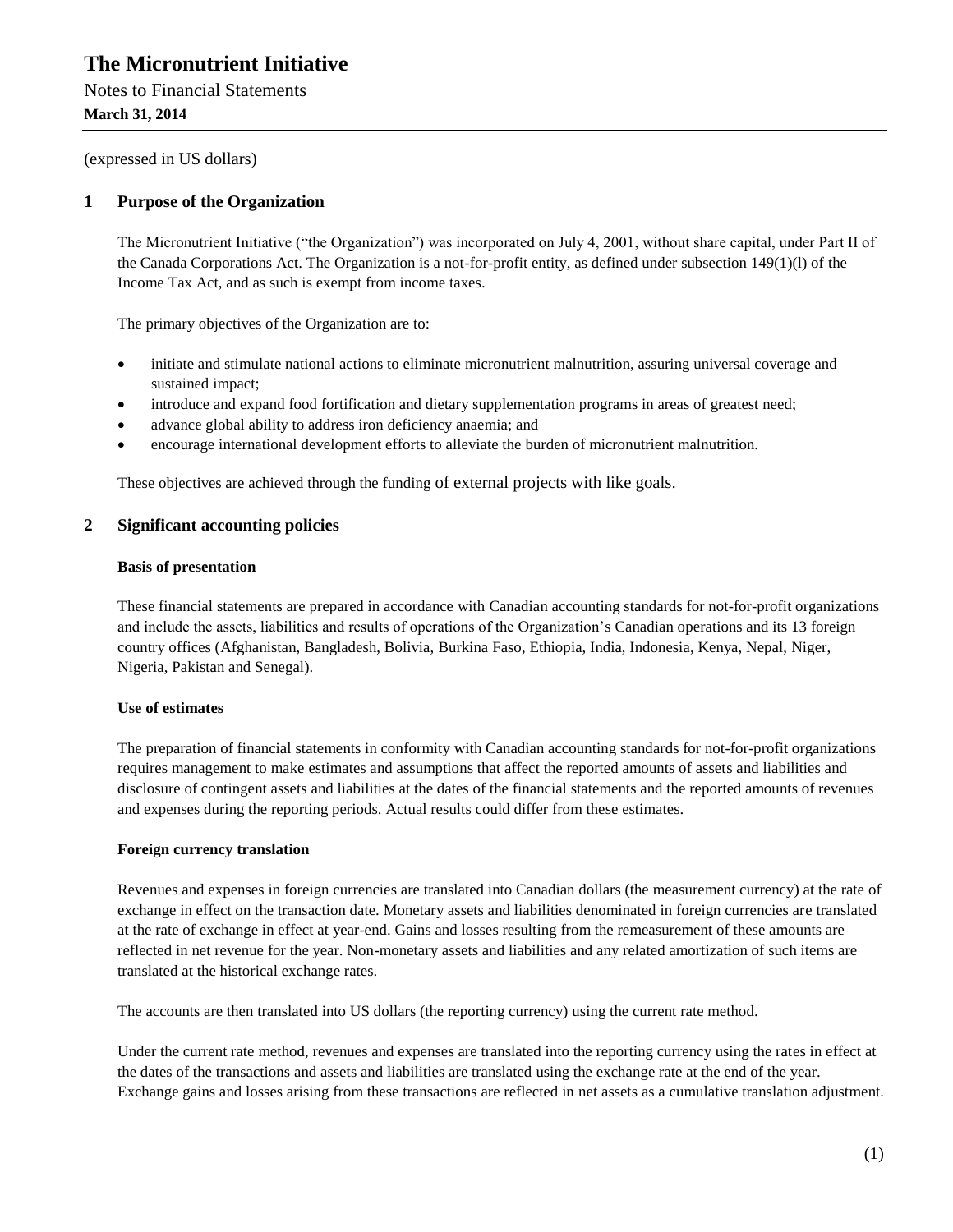# The Micronutrient Initiative

Notes to Financial Statements

**March 31, 2014**

(expressed in US dollars)

## 1 Purpose of the Organization

The Micronutrient Initiative ("the Organization") was incorporated on July 4, 2001, without share capital, under Part II of the Canada Corporations Act. The Organization is a not-for-profit entity, as defined under subsection 149(1)(l) of the Income Tax Act, and as such is exempt from income taxes.

The primary objectives of the Organization are to:

- initiate and stimulate national actions to eliminate micronutrient malnutrition, assuring universal coverage and sustained impact;
- introduce and expand food fortification and dietary supplementation programs in areas of greatest need;
- advance global ability to address iron deficiency anaemia; and
- encourage international development efforts to alleviate the burden of micronutrient malnutrition.

These objectives are achieved through the funding of external projects with like goals.

## 2 Significant accounting policies

### Basis of presentation

These financial statements are prepared in accordance with Canadian accounting standards for not-for-profit organizations and include the assets, liabilities and results of operations of the Organization's Canadian operations and its 13 foreign country offices (Afghanistan, Bangladesh, Bolivia, Burkina Faso, Ethiopia, India, Indonesia, Kenya, Nepal, Niger, Nigeria, Pakistan and Senegal).

### Use of estimates

The preparation of financial statements in conformity with Canadian accounting standards for not-for-profit organizations requires management to make estimates and assumptions that affect the reported amounts of assets and liabilities and disclosure of contingent assets and liabilities at the dates of the financial statements and the reported amounts of revenues and expenses during the reporting periods. Actual results could differ from these estimates.

### Foreign currency translation

Revenues and expenses in foreign currencies are translated into Canadian dollars (the measurement currency) at the rate of exchange in effect on the transaction date. Monetary assets and liabilities denominated in foreign currencies are translated at the rate of exchange in effect at year-end. Gains and losses resulting from the remeasurement of these amounts are reflected in net revenue for the year. Non-monetary assets and liabilities and any related amortization of such items are translated at the historical exchange rates.

The accounts are then translated into US dollars (the reporting currency) using the current rate method.

Under the current rate method, revenues and expenses are translated into the reporting currency using the rates in effect at the dates of the transactions and assets and liabilities are translated using the exchange rate at the end of the year. Exchange gains and losses arising from these transactions are reflected in net assets as a cumulative translation adjustment.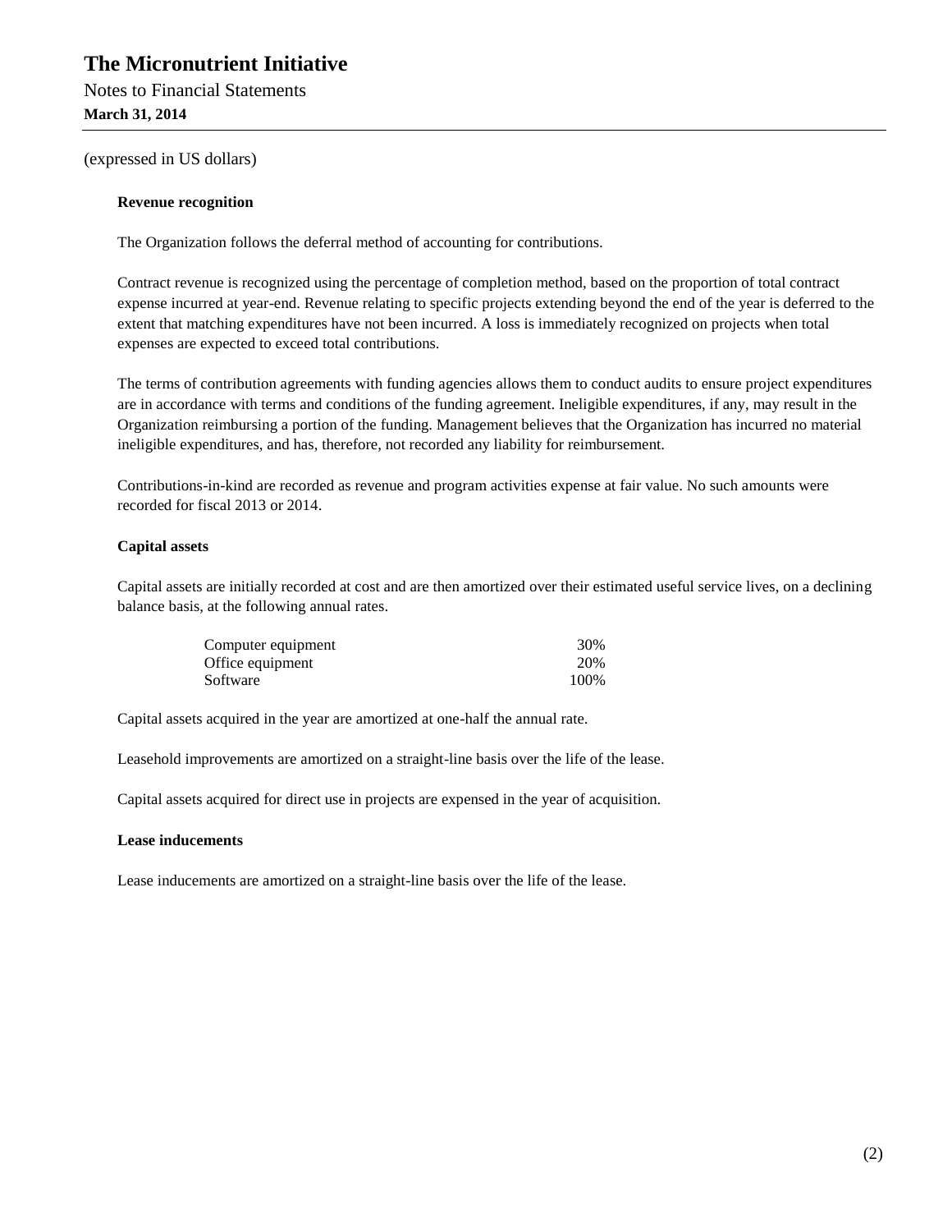# The Micronutrient Initiative

Notes to Financial Statements

**March 31, 2014**

(expressed in US dollars)

**Revenue recognition**

The Organization follows the deferral method of accounting for contributions.

Contract revenue is recognized using the percentage of completion method, based on the proportion of total contract expense incurred at year-end. Revenue relating to specific projects extending beyond the end of the year is deferred to the extent that matching expenditures have not been incurred. A loss is immediately recognized on projects when total expenses are expected to exceed total contributions.

The terms of contribution agreements with funding agencies allows them to conduct audits to ensure project expenditures are in accordance with terms and conditions of the funding agreement. Ineligible expenditures, if any, may result in the Organization reimbursing a portion of the funding. Management believes that the Organization has incurred no material ineligible expenditures, and has, therefore, not recorded any liability for reimbursement.

Contributions-in-kind are recorded as revenue and program activities expense at fair value. No such amounts were recorded for fiscal 2013 or 2014.

**Capital assets**

Capital assets are initially recorded at cost and are then amortized over their estimated useful service lives, on a declining balance basis, at the following annual rates.

| | |
|---|---|
| Computer equipment | 30% |
| Office equipment | 20% |
| Software | 100% |

Capital assets acquired in the year are amortized at one-half the annual rate.

Leasehold improvements are amortized on a straight-line basis over the life of the lease.

Capital assets acquired for direct use in projects are expensed in the year of acquisition.

**Lease inducements**

Lease inducements are amortized on a straight-line basis over the life of the lease.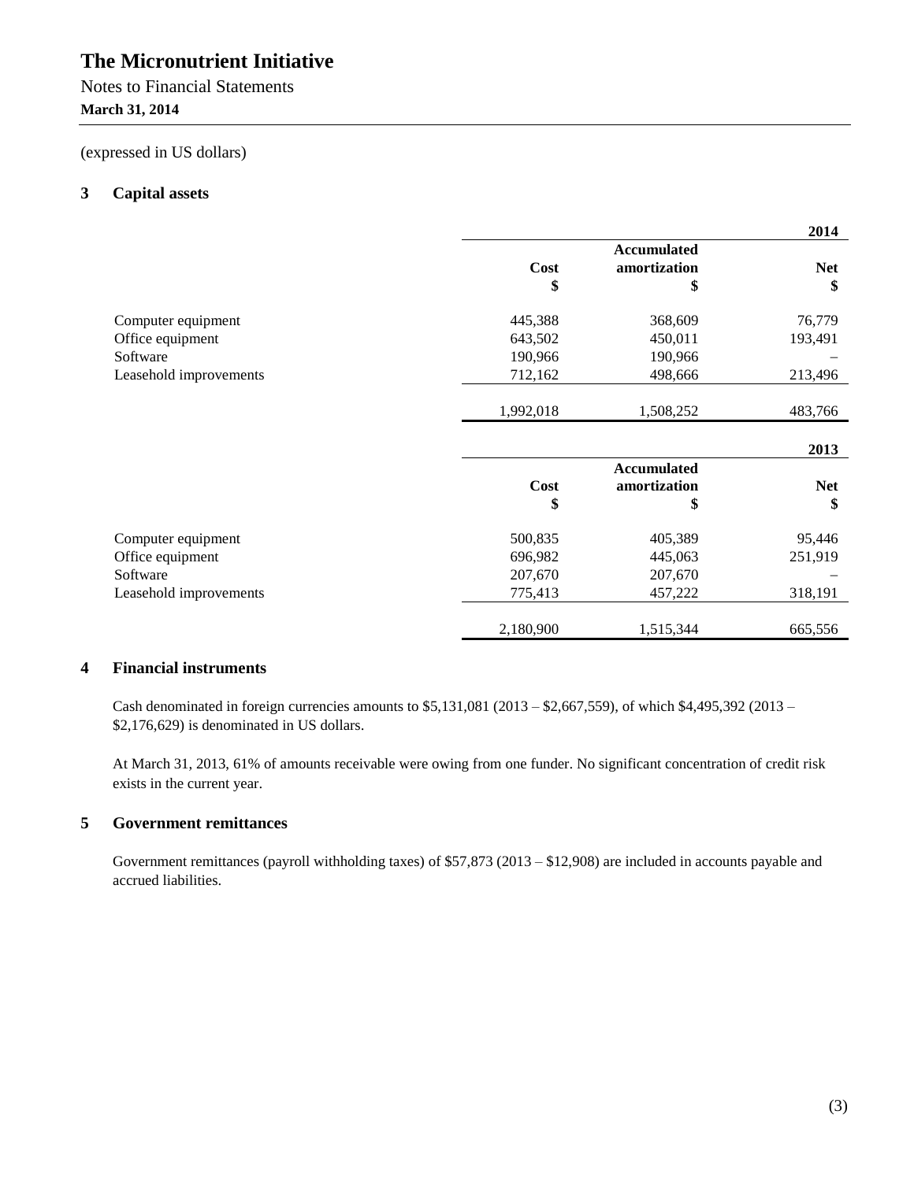# The Micronutrient Initiative

Notes to Financial Statements

**March 31, 2014**

(expressed in US dollars)

## 3 Capital assets

| | | | 2014 |
|---|---|---|---|
| | Cost $ | Accumulated amortization $ | Net $ |
| Computer equipment | 445,388 | 368,609 | 76,779 |
| Office equipment | 643,502 | 450,011 | 193,491 |
| Software | 190,966 | 190,966 | – |
| Leasehold improvements | 712,162 | 498,666 | 213,496 |
| | 1,992,018 | 1,508,252 | 483,766 |

| | | | 2013 |
|---|---|---|---|
| | Cost $ | Accumulated amortization $ | Net $ |
| Computer equipment | 500,835 | 405,389 | 95,446 |
| Office equipment | 696,982 | 445,063 | 251,919 |
| Software | 207,670 | 207,670 | – |
| Leasehold improvements | 775,413 | 457,222 | 318,191 |
| | 2,180,900 | 1,515,344 | 665,556 |

## 4 Financial instruments

Cash denominated in foreign currencies amounts to $5,131,081 (2013 – $2,667,559), of which $4,495,392 (2013 – $2,176,629) is denominated in US dollars.

At March 31, 2013, 61% of amounts receivable were owing from one funder. No significant concentration of credit risk exists in the current year.

## 5 Government remittances

Government remittances (payroll withholding taxes) of $57,873 (2013 – $12,908) are included in accounts payable and accrued liabilities.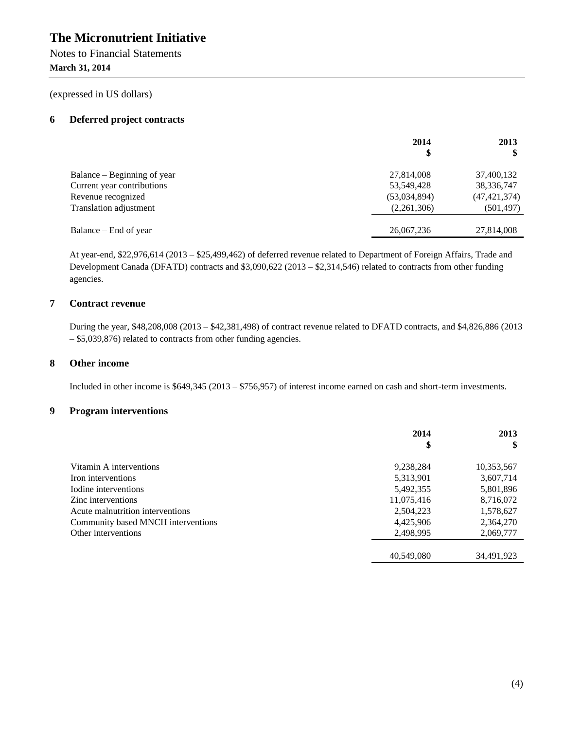# The Micronutrient Initiative

Notes to Financial Statements

**March 31, 2014**

(expressed in US dollars)

## 6 Deferred project contracts

| | 2014<br>$ | 2013<br>$ |
|---|---|---|
| Balance – Beginning of year | 27,814,008 | 37,400,132 |
| Current year contributions | 53,549,428 | 38,336,747 |
| Revenue recognized | (53,034,894) | (47,421,374) |
| Translation adjustment | (2,261,306) | (501,497) |
| Balance – End of year | 26,067,236 | 27,814,008 |

At year-end, $22,976,614 (2013 – $25,499,462) of deferred revenue related to Department of Foreign Affairs, Trade and Development Canada (DFATD) contracts and $3,090,622 (2013 – $2,314,546) related to contracts from other funding agencies.

## 7 Contract revenue

During the year, $48,208,008 (2013 – $42,381,498) of contract revenue related to DFATD contracts, and $4,826,886 (2013 – $5,039,876) related to contracts from other funding agencies.

## 8 Other income

Included in other income is $649,345 (2013 – $756,957) of interest income earned on cash and short-term investments.

## 9 Program interventions

| | 2014<br>$ | 2013<br>$ |
|---|---|---|
| Vitamin A interventions | 9,238,284 | 10,353,567 |
| Iron interventions | 5,313,901 | 3,607,714 |
| Iodine interventions | 5,492,355 | 5,801,896 |
| Zinc interventions | 11,075,416 | 8,716,072 |
| Acute malnutrition interventions | 2,504,223 | 1,578,627 |
| Community based MNCH interventions | 4,425,906 | 2,364,270 |
| Other interventions | 2,498,995 | 2,069,777 |
| | 40,549,080 | 34,491,923 |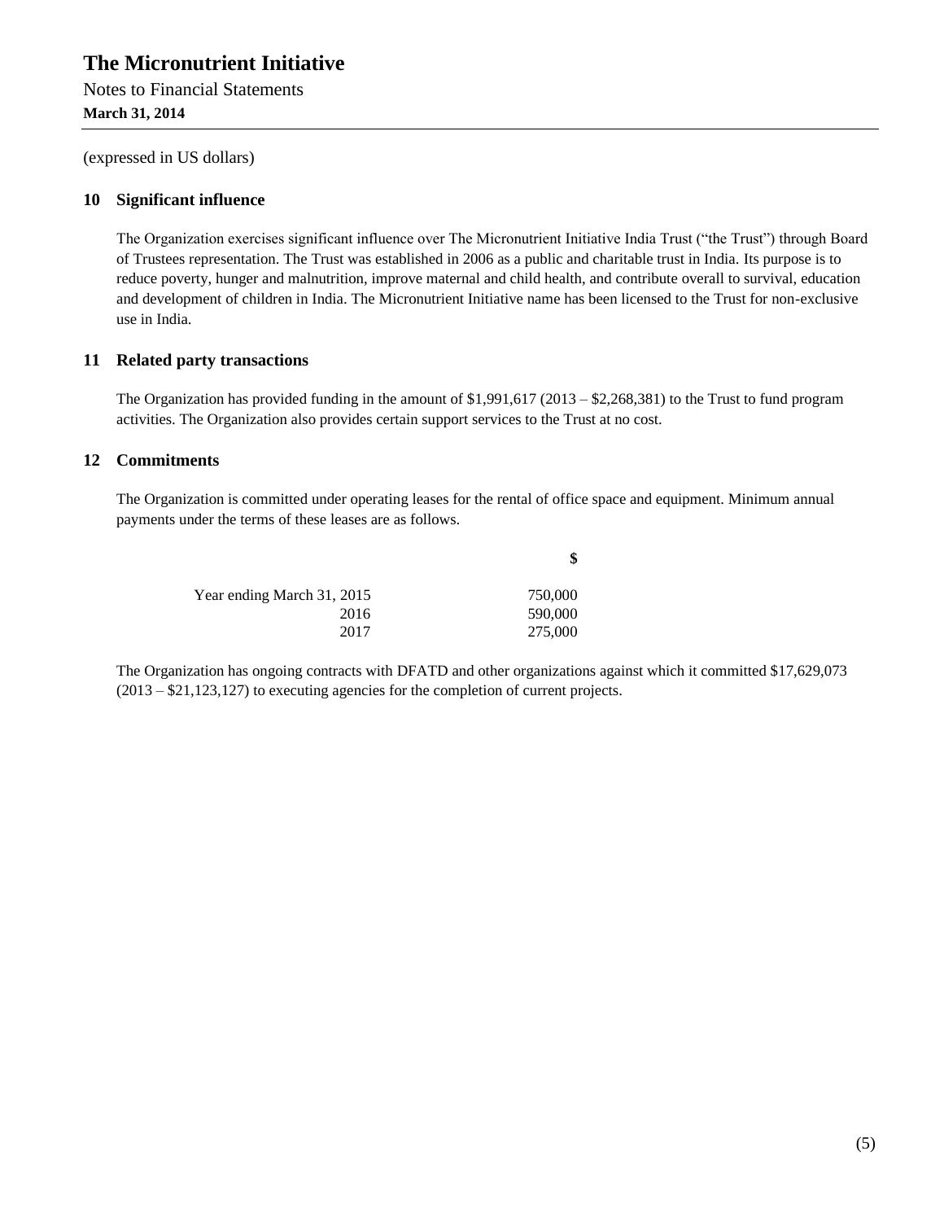(expressed in US dollars)

## 10 Significant influence

The Organization exercises significant influence over The Micronutrient Initiative India Trust ("the Trust") through Board of Trustees representation. The Trust was established in 2006 as a public and charitable trust in India. Its purpose is to reduce poverty, hunger and malnutrition, improve maternal and child health, and contribute overall to survival, education and development of children in India. The Micronutrient Initiative name has been licensed to the Trust for non-exclusive use in India.

## 11 Related party transactions

The Organization has provided funding in the amount of $1,991,617 (2013 – $2,268,381) to the Trust to fund program activities. The Organization also provides certain support services to the Trust at no cost.

## 12 Commitments

The Organization is committed under operating leases for the rental of office space and equipment. Minimum annual payments under the terms of these leases are as follows.

| | $ |
|---|---|
| Year ending March 31, 2015 | 750,000 |
| 2016 | 590,000 |
| 2017 | 275,000 |

The Organization has ongoing contracts with DFATD and other organizations against which it committed $17,629,073 (2013 – $21,123,127) to executing agencies for the completion of current projects.